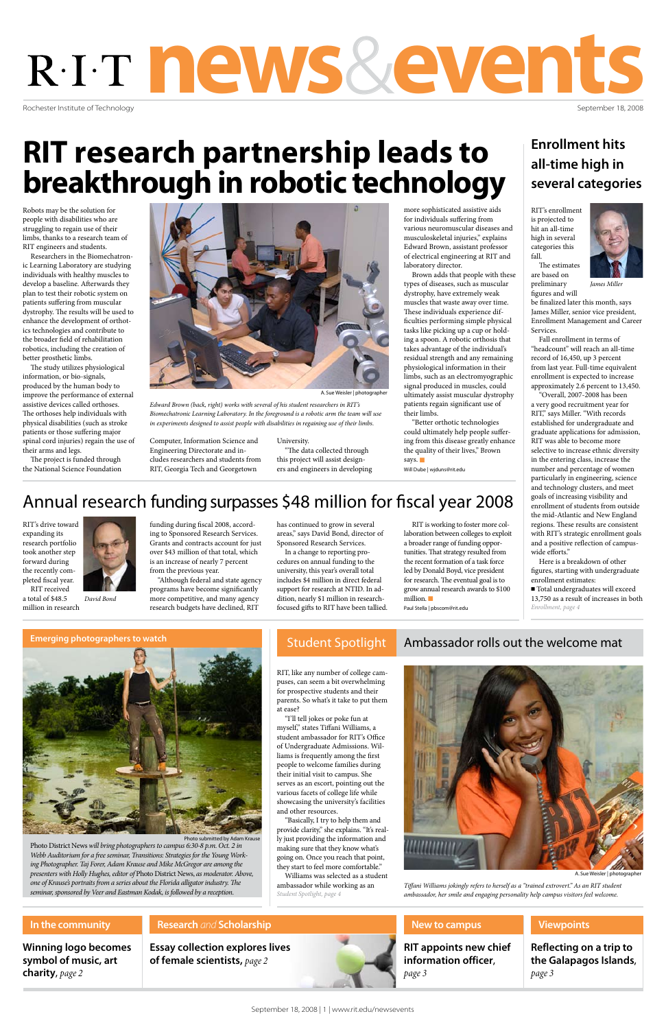# R·I·T news&events

Rochester Institute of Technology

September 18, 2008

## RIT research partnership leads to breakthrough in robotic technology

Robots may be the solution for people with disabilities who are struggling to regain use of their limbs, thanks to a research team of RIT engineers and students.

Researchers in the Biomechatronic Learning Laboratory are studying individuals with healthy muscles to develop a baseline. Afterwards they plan to test their robotic system on patients suffering from muscular dystrophy. The results will be used to enhance the development of orthotics technologies and contribute to the broader field of rehabilitation robotics, including the creation of better prosthetic limbs.

The study utilizes physiological information, or bio-signals, produced by the human body to improve the performance of external assistive devices called orthoses. The orthoses help individuals with physical disabilities (such as stroke patients or those suffering major spinal cord injuries) regain the use of their arms and legs.

The project is funded through the National Science Foundation Computer, Information Science and Engineering Directorate and includes researchers and students from RIT, Georgia Tech and Georgetown University.

A. Sue Weisler | photographer

*Edward Brown (back, right) works with several of his student researchers in RIT's Biomechatronic Learning Laboratory. In the foreground is a robotic arm the team will use in experiments designed to assist people with disabilities in regaining use of their limbs.*

"The data collected through this project will assist designers and engineers in developing more sophisticated assistive aids for individuals suffering from various neuromuscular diseases and musculoskeletal injuries," explains Edward Brown, assistant professor of electrical engineering at RIT and laboratory director.

Brown adds that people with these types of diseases, such as muscular dystrophy, have extremely weak muscles that waste away over time. These individuals experience difficulties performing simple physical tasks like picking up a cup or holding a spoon. A robotic orthosis that takes advantage of the individual's residual strength and any remaining physiological information in their limbs, such as an electromyographic signal produced in muscles, could ultimately assist muscular dystrophy patients regain significant use of their limbs.

"Better orthotic technologies could ultimately help people suffering from this disease greatly enhance the quality of their lives," Brown says.

Will Dube | wjduns@rit.edu

## Enrollment hits all-time high in several categories

RIT's enrollment is projected to hit an all-time high in several categories this fall.

*James Miller*

The estimates are based on preliminary figures and will be finalized later this month, says James Miller, senior vice president, Enrollment Management and Career Services.

Fall enrollment in terms of "headcount" will reach an all-time record of 16,450, up 3 percent from last year. Full-time equivalent enrollment is expected to increase approximately 2.6 percent to 13,450.

"Overall, 2007-2008 has been a very good recruitment year for RIT," says Miller. "With records established for undergraduate and graduate applications for admission, RIT was able to become more selective to increase ethnic diversity in the entering class, increase the number and percentage of women particularly in engineering, science and technology clusters, and meet goals of increasing visibility and enrollment of students from outside the mid-Atlantic and New England regions. These results are consistent with RIT's strategic enrollment goals and a positive reflection of campus-wide efforts."

Here is a breakdown of other figures, starting with undergraduate enrollment estimates:

- Total undergraduates will exceed 13,750 as a result of increases in both

*Enrollment, page 4*

## Annual research funding surpasses $48 million for fiscal year 2008

RIT's drive toward expanding its research portfolio took another step forward during the recently completed fiscal year.

*David Bond*

RIT received a total of $48.5 million in research funding during fiscal 2008, according to Sponsored Research Services. Grants and contracts account for just over $43 million of that total, which is an increase of nearly 7 percent from the previous year.

"Although federal and state agency programs have become significantly more competitive, and many agency research budgets have declined, RIT has continued to grow in several areas," says David Bond, director of Sponsored Research Services.

In a change to reporting procedures on annual funding to the university, this year's overall total includes $4 million in direct federal support for research at NTID. In addition, nearly $1 million in research-focused gifts to RIT have been tallied.

RIT is working to foster more collaboration between colleges to exploit a broader range of funding opportunities. That strategy resulted from the recent formation of a task force led by Donald Boyd, vice president for research. The eventual goal is to grow annual research awards to $100 million.

Paul Stella | pbscom@rit.edu

### Emerging photographers to watch

Photo submitted by Adam Krause

*Photo District News will bring photographers to campus 6:30-8 p.m. Oct. 2 in Webb Auditorium for a free seminar, Transitions: Strategies for the Young Working Photographer. Taj Forer, Adam Krause and Mike McGregor are among the presenters with Holly Hughes, editor of Photo District News, as moderator. Above, one of Krause's portraits from a series about the Florida alligator industry. The seminar, sponsored by Veer and Eastman Kodak, is followed by a reception.*

### Student Spotlight: Ambassador rolls out the welcome mat

RIT, like any number of college campuses, can seem a bit overwhelming for prospective students and their parents. So what's it take to put them at ease?

"I'll tell jokes or poke fun at myself," states Tiffani Williams, a student ambassador for RIT's Office of Undergraduate Admissions. Williams is frequently among the first people to welcome families during their initial visit to campus. She serves as an escort, pointing out the various facets of college life while showcasing the university's facilities and other resources.

"Basically, I try to help them and provide clarity," she explains. "It's really just providing the information and making sure that they know what's going on. Once you reach that point, they start to feel more comfortable."

Williams was selected as a student ambassador while working as an

*Student Spotlight, page 4*

A. Sue Weisler | photographer

*Tiffani Williams jokingly refers to herself as a "trained extrovert." As an RIT student ambassador, her smile and engaging personality help campus visitors feel welcome.*

### In the community

**Winning logo becomes symbol of music, art charity,** *page 2*

### Research and Scholarship

**Essay collection explores lives of female scientists,** *page 2*

### New to campus

**RIT appoints new chief information officer,** *page 3*

### Viewpoints

**Reflecting on a trip to the Galapagos Islands,** *page 3*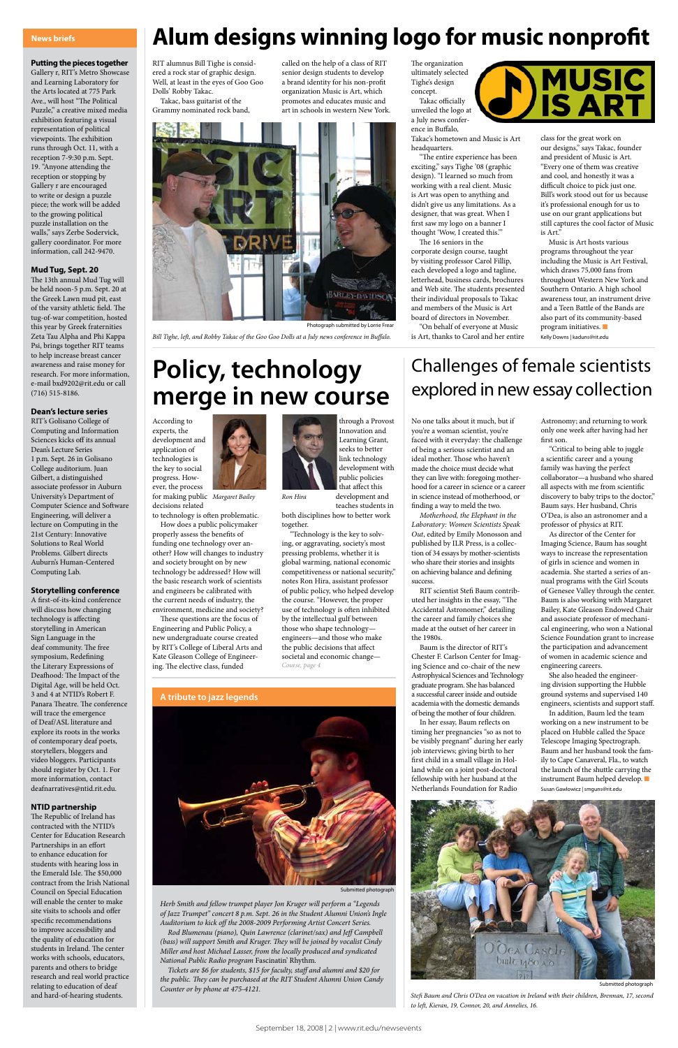## News briefs

**Putting the pieces together**
Gallery r, RIT's Metro Showcase and Learning Laboratory for the Arts located at 775 Park Ave., will host "The Political Puzzle," a creative mixed media exhibition featuring a visual representation of political viewpoints. The exhibition runs through Oct. 11, with a reception 7-9:30 p.m. Sept. 19. "Anyone attending the reception or stopping by Gallery r are encouraged to write or design a puzzle piece; the work will be added to the growing political puzzle installation on the walls," says Zerbe Sodervick, gallery coordinator. For more information, call 242-9470.

**Mud Tug, Sept. 20**
The 13th annual Mud Tug will be held noon-5 p.m. Sept. 20 at the Greek Lawn mud pit, east of the varsity athletic field. The tug-of-war competition, hosted this year by Greek fraternities Zeta Tau Alpha and Phi Kappa Psi, brings together RIT teams to help increase breast cancer awareness and raise money for research. For more information, e-mail bxd9202@rit.edu or call (716) 515-8186.

**Dean's lecture series**
RIT's Golisano College of Computing and Information Sciences kicks off its annual Dean's Lecture Series 1 p.m. Sept. 26 in Golisano College auditorium. Juan Gilbert, a distinguished associate professor in Auburn University's Department of Computer Science and Software Engineering, will deliver a lecture on Computing in the 21st Century: Innovative Solutions to Real World Problems. Gilbert directs Auburn's Human-Centered Computing Lab.

**Storytelling conference**
A first-of-its-kind conference will discuss how changing technology is affecting storytelling in American Sign Language in the deaf community. The free symposium, Redefining the Literary Expressions of Deafhood: The Impact of the Digital Age, will be held Oct. 3 and 4 at NTID's Robert F. Panara Theatre. The conference will trace the emergence of Deaf/ASL literature and explore its roots in the works of contemporary deaf poets, storytellers, bloggers and video bloggers. Participants should register by Oct. 1. For more information, contact deafnarratives@ntid.rit.edu.

**NTID partnership**
The Republic of Ireland has contracted with the NTID's Center for Education Research Partnerships in an effort to enhance education for students with hearing loss in the Emerald Isle. The $50,000 contract from the Irish National Council on Special Education will enable the center to make site visits to schools and offer specific recommendations to improve accessibility and the quality of education for students in Ireland. The center works with schools, educators, parents and others to bridge research and real world practice relating to education of deaf and hard-of-hearing students.

# Alum designs winning logo for music nonprofit

RIT alumnus Bill Tighe is considered a rock star of graphic design. Well, at least in the eyes of Goo Goo Dolls' Robby Takac.

Takac, bass guitarist of the Grammy nominated rock band, called on the help of a class of RIT senior design students to develop a brand identity for his non-profit organization Music is Art, which promotes and educates music and art in schools in western New York.

The organization ultimately selected Tighe's design concept.

Takac officially unveiled the logo at a July news conference in Buffalo, Takac's hometown and Music is Art headquarters.

"The entire experience has been exciting," says Tighe '08 (graphic design). "I learned so much from working with a real client. Music is Art was open to anything and didn't give us any limitations. As a designer, that was great. When I first saw my logo on a banner I thought 'Wow, I created this.'"

The 16 seniors in the corporate design course, taught by visiting professor Carol Fillip, each developed a logo and tagline, letterhead, business cards, brochures and Web site. The students presented their individual proposals to Takac and members of the Music is Art board of directors in November.

"On behalf of everyone at Music is Art, thanks to Carol and her entire class for the great work on our designs," says Takac, founder and president of Music is Art. "Every one of them was creative and cool, and honestly it was a difficult choice to pick just one. Bill's work stood out for us because it's professional enough for us to use on our grant applications but still captures the cool factor of Music is Art."

Music is Art hosts various programs throughout the year including the Music is Art Festival, which draws 75,000 fans from throughout Western New York and Southern Ontario. A high school awareness tour, an instrument drive and a Teen Battle of the Bands are also part of its community-based program initiatives.

Kelly Downs | kaduns@rit.edu

Photograph submitted by Lorrie Frear

*Bill Tighe, left, and Robby Takac of the Goo Goo Dolls at a July news conference in Buffalo.*

# Policy, technology merge in new course

According to experts, the development and application of technologies is the key to social progress. However, the process for making public decisions related to technology is often problematic.

*Margaret Bailey*

*Ron Hira*

How does a public policymaker properly assess the benefits of funding one technology over another? How will changes to industry and society brought on by new technology be addressed? How will the basic research work of scientists and engineers be calibrated with the current needs of industry, the environment, medicine and society?

These questions are the focus of Engineering and Public Policy, a new undergraduate course created by RIT's College of Liberal Arts and Kate Gleason College of Engineering. The elective class, funded through a Provost Innovation and Learning Grant, seeks to better link technology development with public policies that affect this development and teaches students in both disciplines how to better work together.

"Technology is the key to solving, or aggravating, society's most pressing problems, whether it is global warming, national economic competitiveness or national security," notes Ron Hira, assistant professor of public policy, who helped develop the course. "However, the proper use of technology is often inhibited by the intellectual gulf between those who shape technology—engineers—and those who make the public decisions that affect societal and economic change—

*Course, page 4*

## A tribute to jazz legends

Submitted photograph

*Herb Smith and fellow trumpet player Jon Kruger will perform a "Legends of Jazz Trumpet" concert 8 p.m. Sept. 26 in the Student Alumni Union's Ingle Auditorium to kick off the 2008-2009 Performing Artist Concert Series.*

*Rod Blumenau (piano), Quin Lawrence (clarinet/sax) and Jeff Campbell (bass) will support Smith and Kruger. They will be joined by vocalist Cindy Miller and host Michael Lasser, from the locally produced and syndicated National Public Radio program Fascinatin' Rhythm.*

*Tickets are $6 for students, $15 for faculty, staff and alumni and $20 for the public. They can be purchased at the RIT Student Alumni Union Candy Counter or by phone at 475-4121.*

# Challenges of female scientists explored in new essay collection

No one talks about it much, but if you're a woman scientist, you're faced with it everyday: the challenge of being a serious scientist and an ideal mother. Those who haven't made the choice must decide what they can live with: foregoing motherhood for a career in science or a career in science instead of motherhood, or finding a way to meld the two.

*Motherhood, the Elephant in the Laboratory: Women Scientists Speak Out*, edited by Emily Monosson and published by ILR Press, is a collection of 34 essays by mother-scientists who share their stories and insights on achieving balance and defining success.

RIT scientist Stefi Baum contributed her insights in the essay, "The Accidental Astronomer," detailing the career and family choices she made at the outset of her career in the 1980s.

Baum is the director of RIT's Chester F. Carlson Center for Imaging Science and co-chair of the new Astrophysical Sciences and Technology graduate program. She has balanced a successful career inside and outside academia with the domestic demands of being the mother of four children.

In her essay, Baum reflects on timing her pregnancies "so as not to be visibly pregnant" during her early job interviews; giving birth to her first child in a small village in Holland while on a joint post-doctoral fellowship with her husband at the Netherlands Foundation for Radio Astronomy; and returning to work only one week after having had her first son.

"Critical to being able to juggle a scientific career and a young family was having the perfect collaborator—a husband who shared all aspects with me from scientific discovery to baby trips to the doctor," Baum says. Her husband, Chris O'Dea, is also an astronomer and a professor of physics at RIT.

As director of the Center for Imaging Science, Baum has sought ways to increase the representation of girls in science and women in academia. She started a series of annual programs with the Girl Scouts of Genesee Valley through the center. Baum is also working with Margaret Bailey, Kate Gleason Endowed Chair and associate professor of mechanical engineering, who won a National Science Foundation grant to increase the participation and advancement of women in academic science and engineering careers.

She also headed the engineering division supporting the Hubble ground systems and supervised 140 engineers, scientists and support staff.

In addition, Baum led the team working on a new instrument to be placed on Hubble called the Space Telescope Imaging Spectrograph. Baum and her husband took the family to Cape Canaveral, Fla., to watch the launch of the shuttle carrying the instrument Baum helped develop.

Susan Gawlowicz | smguns@rit.edu

Submitted photograph

*Stefi Baum and Chris O'Dea on vacation in Ireland with their children, Brennan, 17, second to left, Kieran, 19, Connor, 20, and Annelies, 16.*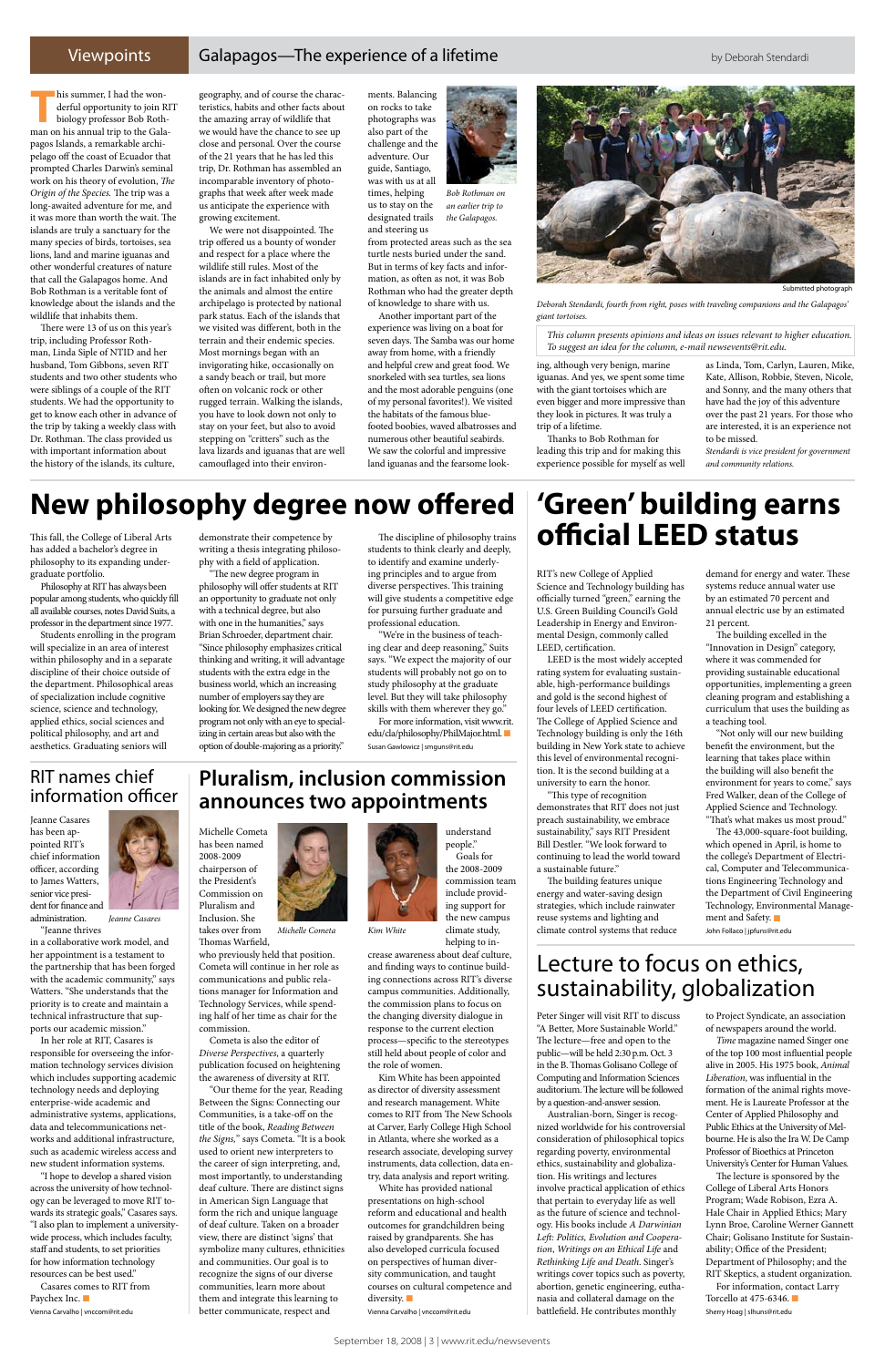# Viewpoints

## Galapagos—The experience of a lifetime

by Deborah Stendardi

This summer, I had the wonderful opportunity to join RIT biology professor Bob Rothman on his annual trip to the Galapagos Islands, a remarkable archipelago off the coast of Ecuador that prompted Charles Darwin's seminal work on his theory of evolution, *The Origin of the Species.* The trip was a long-awaited adventure for me, and it was more than worth the wait. The islands are truly a sanctuary for the many species of birds, tortoises, sea lions, land and marine iguanas and other wonderful creatures of nature that call the Galapagos home. And Bob Rothman is a veritable font of knowledge about the islands and the wildlife that inhabits them.

There were 13 of us on this year's trip, including Professor Rothman, Linda Siple of NTID and her husband, Tom Gibbons, seven RIT students and two other students who were siblings of a couple of the RIT students. We had the opportunity to get to know each other in advance of the trip by taking a weekly class with Dr. Rothman. The class provided us with important information about the history of the islands, its culture, geography, and of course the characteristics, habits and other facts about the amazing array of wildlife that we would have the chance to see up close and personal. Over the course of the 21 years that he has led this trip, Dr. Rothman has assembled an incomparable inventory of photographs that week after week made us anticipate the experience with growing excitement.

We were not disappointed. The trip offered us a bounty of wonder and respect for a place where the wildlife still rules. Most of the islands are in fact inhabited only by the animals and almost the entire archipelago is protected by national park status. Each of the islands that we visited was different, both in the terrain and their endemic species. Most mornings began with an invigorating hike, occasionally on a sandy beach or trail, but more often on volcanic rock or other rugged terrain. Walking the islands, you have to look down not only to stay on your feet, but also to avoid stepping on "critters" such as the lava lizards and iguanas that are well camouflaged into their environments. Balancing on rocks to take photographs was also part of the challenge and the adventure. Our guide, Santiago, was with us at all times, helping us to stay on the designated trails and steering us from protected areas such as the sea turtle nests buried under the sand. But in terms of key facts and information, as often as not, it was Bob Rothman who had the greater depth of knowledge to share with us.

*Bob Rothman on an earlier trip to the Galapagos.*

Another important part of the experience was living on a boat for seven days. The Samba was our home away from home, with a friendly and helpful crew and great food. We snorkeled with sea turtles, sea lions and the most adorable penguins (one of my personal favorites!). We visited the habitats of the famous blue-footed boobies, waved albatrosses and numerous other beautiful seabirds. We saw the colorful and impressive land iguanas and the fearsome looking, although very benign, marine iguanas. And yes, we spent some time with the giant tortoises which are even bigger and more impressive than they look in pictures. It was truly a trip of a lifetime.

Thanks to Bob Rothman for leading this trip and for making this experience possible for myself as well as Linda, Tom, Carlyn, Lauren, Mike, Kate, Allison, Robbie, Steven, Nicole, and Sonny, and the many others that have had the joy of this adventure over the past 21 years. For those who are interested, it is an experience not to be missed.

*Standardi is vice president for government and community relations.*

Submitted photograph

*Deborah Stendardi, fourth from right, poses with traveling companions and the Galapagos' giant tortoises.*

*This column presents opinions and ideas on issues relevant to higher education. To suggest an idea for the column, e-mail newsevents@rit.edu.*

# New philosophy degree now offered

This fall, the College of Liberal Arts has added a bachelor's degree in philosophy to its expanding undergraduate portfolio.

Philosophy at RIT has always been popular among students, who quickly fill all available courses, notes David Suits, a professor in the department since 1977.

Students enrolling in the program will specialize in an area of interest within philosophy and in a separate discipline of their choice outside of the department. Philosophical areas of specialization include cognitive science, science and technology, applied ethics, social sciences and political philosophy, and art and aesthetics. Graduating seniors will demonstrate their competence by writing a thesis integrating philosophy with a field of application.

"The new degree program in philosophy will offer students at RIT an opportunity to graduate not only with a technical degree, but also with one in the humanities," says Brian Schroeder, department chair. "Since philosophy emphasizes critical thinking and writing, it will advantage students with the extra edge in the business world, which an increasing number of employers say they are looking for. We designed the new degree program not only with an eye to specializing in certain areas but also with the option of double-majoring as a priority."

The discipline of philosophy trains students to think clearly and deeply, to identify and examine underlying principles and to argue from diverse perspectives. This training will give students a competitive edge for pursuing further graduate and professional education.

"We're in the business of teaching clear and deep reasoning," Suits says. "We expect the majority of our students will probably not go on to study philosophy at the graduate level. But they will take philosophy skills with them wherever they go."

For more information, visit www.rit.edu/cla/philosophy/PhilMajor.html.

Susan Gawlowicz | smguns@rit.edu

# 'Green' building earns official LEED status

RIT's new College of Applied Science and Technology building has officially turned "green," earning the U.S. Green Building Council's Gold Leadership in Energy and Environmental Design, commonly called LEED, certification.

LEED is the most widely accepted rating system for evaluating sustainable, high-performance buildings and gold is the second highest of four levels of LEED certification. The College of Applied Science and Technology building is only the 16th building in New York state to achieve this level of environmental recognition. It is the second building at a university to earn the honor.

"This type of recognition demonstrates that RIT does not just preach sustainability, we embrace sustainability," says RIT President Bill Destler. "We look forward to continuing to lead the world toward a sustainable future."

The building features unique energy and water-saving design strategies, which include rainwater reuse systems and lighting and climate control systems that reduce demand for energy and water. These systems reduce annual water use by an estimated 70 percent and annual electric use by an estimated 21 percent.

The building excelled in the "Innovation in Design" category, where it was commended for providing sustainable educational opportunities, implementing a green cleaning program and establishing a curriculum that uses the building as a teaching tool.

"Not only will our new building benefit the environment, but the learning that takes place within the building will also benefit the environment for years to come," says Fred Walker, dean of the College of Applied Science and Technology. "That's what makes us most proud."

The 43,000-square-foot building, which opened in April, is home to the college's Department of Electrical, Computer and Telecommunications Engineering Technology and the Department of Civil Engineering Technology, Environmental Management and Safety.

John Follaco | jpfuns@rit.edu

## RIT names chief information officer

*Jeanne Casares*

Jeanne Casares has been appointed RIT's chief information officer, according to James Watters, senior vice president for finance and administration.

"Jeanne thrives in a collaborative work model, and her appointment is a testament to the partnership that has been forged with the academic community," says Watters. "She understands that the priority is to create and maintain a technical infrastructure that supports our academic mission."

In her role at RIT, Casares is responsible for overseeing the information technology services division which includes supporting academic technology needs and deploying enterprise-wide academic and administrative systems, applications, data and telecommunications networks and additional infrastructure, such as academic wireless access and new student information systems.

"I hope to develop a shared vision across the university of how technology can be leveraged to move RIT towards its strategic goals," Casares says. "I also plan to implement a university-wide process, which includes faculty, staff and students, to set priorities for how information technology resources can be best used."

Casares comes to RIT from Paychex Inc.

Vienna Carvalho | vnccom@rit.edu

## Pluralism, inclusion commission announces two appointments

*Michelle Cometa*

*Kim White*

Michelle Cometa has been named 2008-2009 chairperson of the President's Commission on Pluralism and Inclusion. She takes over from Thomas Warfield, who previously held that position. Cometa will continue in her role as communications and public relations manager for Information and Technology Services, while spending half of her time as chair for the commission.

Cometa is also the editor of *Diverse Perspectives,* a quarterly publication focused on heightening the awareness of diversity at RIT.

"Our theme for the year, Reading Between the Signs: Connecting our Communities, is a take-off on the title of the book, *Reading Between the Signs,*" says Cometa. "It is a book used to orient new interpreters to the career of sign interpreting, and, most importantly, to understanding deaf culture. There are distinct signs in American Sign Language that form the rich and unique language of deaf culture. Taken on a broader view, there are distinct 'signs' that symbolize many cultures, ethnicities and communities. Our goal is to recognize the signs of our diverse communities, learn more about them and integrate this learning to better communicate, respect and understand people."

Goals for the 2008-2009 commission team include providing support for the new campus climate study, helping to increase awareness about deaf culture, and finding ways to continue building connections across RIT's diverse campus communities. Additionally, the commission plans to focus on the changing diversity dialogue in response to the current election process—specific to the stereotypes still held about people of color and the role of women.

Kim White has been appointed as director of diversity assessment and research management. White comes to RIT from The New Schools at Carver, Early College High School in Atlanta, where she worked as a research associate, developing survey instruments, data collection, data entry, data analysis and report writing.

White has provided national presentations on high-school reform and educational and health outcomes for grandchildren being raised by grandparents. She has also developed curricula focused on perspectives of human diversity communication, and taught courses on cultural competence and diversity.

Vienna Carvalho | vnccom@rit.edu

# Lecture to focus on ethics, sustainability, globalization

Peter Singer will visit RIT to discuss "A Better, More Sustainable World." The lecture—free and open to the public—will be held 2:30 p.m. Oct. 3 in the B. Thomas Golisano College of Computing and Information Sciences auditorium. The lecture will be followed by a question-and-answer session.

Australian-born, Singer is recognized worldwide for his controversial consideration of philosophical topics regarding poverty, environmental ethics, sustainability and globalization. His writings and lectures involve practical application of ethics that pertain to everyday life as well as the future of science and technology. His books include *A Darwinian Left: Politics, Evolution and Cooperation, Writings on an Ethical Life* and *Rethinking Life and Death.* Singer's writings cover topics such as poverty, abortion, genetic engineering, euthanasia and collateral damage on the battlefield. He contributes monthly to Project Syndicate, an association of newspapers around the world.

*Time* magazine named Singer one of the top 100 most influential people alive in 2005. His 1975 book, *Animal Liberation,* was influential in the formation of the animal rights movement. He is Laureate Professor at the Center of Applied Philosophy and Public Ethics at the University of Melbourne. He is also the Ira W. De Camp Professor of Bioethics at Princeton University's Center for Human Values.

The lecture is sponsored by the College of Liberal Arts Honors Program; Wade Robison, Ezra A. Hale Chair in Applied Ethics; Mary Lynn Broe, Caroline Werner Gannett Chair; Golisano Institute for Sustainability; Office of the President; Department of Philosophy; and the RIT Skeptics, a student organization.

For information, contact Larry Torcello at 475-6346.

Sherry Hoag | slhuns@rit.edu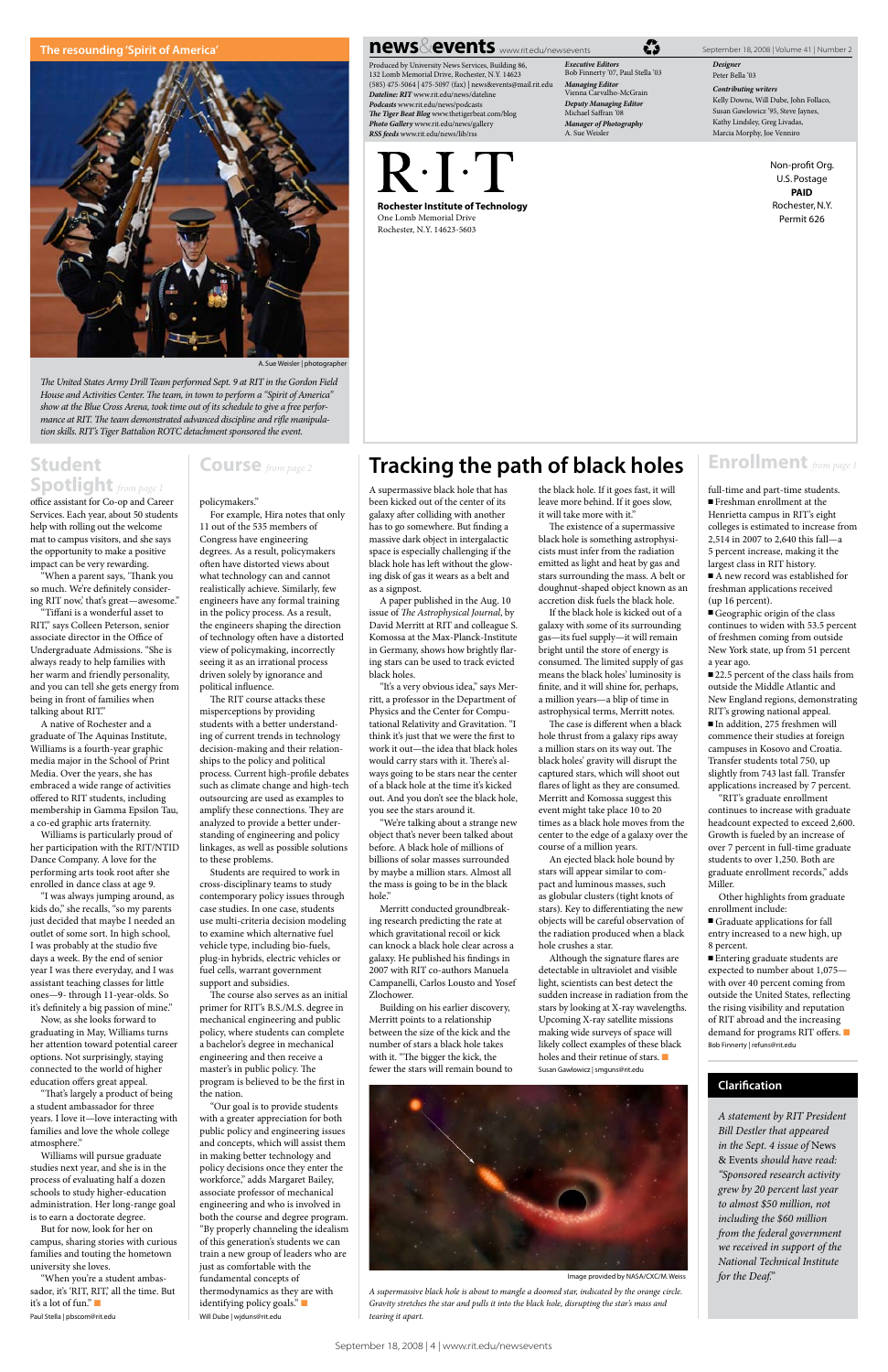## The resounding 'Spirit of America'

A. Sue Weisler | photographer

*The United States Army Drill Team performed Sept. 9 at RIT in the Gordon Field House and Activities Center. The team, in town to perform a "Spirit of America" show at the Blue Cross Arena, took time out of its schedule to give a free performance at RIT. The team demonstrated advanced discipline and rifle manipulation skills. RIT's Tiger Battalion ROTC detachment sponsored the event.*

**news & events** www.rit.edu/newsevents

September 18, 2008 | Volume 41 | Number 2

Produced by University News Services, Building 86, 132 Lomb Memorial Drive, Rochester, N.Y. 14623
(585) 475-5064 | 475-5097 (fax) | news&events@mail.rit.edu
***Dateline: RIT*** www.rit.edu/news/dateline
***Podcasts*** www.rit.edu/news/podcasts
***The Tiger Beat Blog*** www.thetigerbeat.com/blog
***Photo Gallery*** www.rit.edu/news/gallery
***RSS feeds*** www.rit.edu/news/lib/rss

***Executive Editors***
Bob Finnerty '07, Paul Stella '03
***Managing Editor***
Vienna Carvalho-McGrain
***Deputy Managing Editor***
Michael Saffran '08
***Manager of Photography***
A. Sue Weisler

***Designer***
Peter Bella '03
***Contributing writers***
Kelly Downs, Will Dube, John Follaco, Susan Gawlowicz '95, Steve Jaynes, Kathy Lindsley, Greg Livadas, Marcia Morphy, Joe Vennirо

R·I·T
**Rochester Institute of Technology**
One Lomb Memorial Drive
Rochester, N.Y. 14623-5603

Non-profit Org.
U.S. Postage
**PAID**
Rochester, N.Y.
Permit 626

## Student Spotlight *from page 1*

office assistant for Co-op and Career Services. Each year, about 50 students help with rolling out the welcome mat to campus visitors, and she says the opportunity to make a positive impact can be very rewarding.

"When a parent says, 'Thank you so much. We're definitely considering RIT now,' that's great—awesome."

"Tiffani is a wonderful asset to RIT," says Colleen Peterson, senior associate director in the Office of Undergraduate Admissions. "She is always ready to help families with her warm and friendly personality, and you can tell she gets energy from being in front of families when talking about RIT."

A native of Rochester and a graduate of The Aquinas Institute, Williams is a fourth-year graphic media major in the School of Print Media. Over the years, she has embraced a wide range of activities offered to RIT students, including membership in Gamma Epsilon Tau, a co-ed graphic arts fraternity.

Williams is particularly proud of her participation with the RIT/NTID Dance Company. A love for the performing arts took root after she enrolled in dance class at age 9.

"I was always jumping around, as kids do," she recalls, "so my parents just decided that maybe I needed an outlet of some sort. In high school, I was probably at the studio five days a week. By the end of senior year I was there everyday, and I was assistant teaching classes for little ones—9- through 11-year-olds. So it's definitely a big passion of mine."

Now, as she looks forward to graduating in May, Williams turns her attention toward potential career options. Not surprisingly, staying connected to the world of higher education offers great appeal.

"That's largely a product of being a student ambassador for three years. I love it—love interacting with families and love the whole college atmosphere."

Williams will pursue graduate studies next year, and she is in the process of evaluating half a dozen schools to study higher-education administration. Her long-range goal is to earn a doctorate degree.

But for now, look for her on campus, sharing stories with curious families and touting the hometown university she loves.

"When you're a student ambassador, it's 'RIT, RIT,' all the time. But it's a lot of fun." ■

Paul Stella | pbscom@rit.edu

## Course *from page 2*

policymakers."

For example, Hira notes that only 11 of the 535 members of Congress have engineering degrees. As a result, policymakers often have distorted views about what technology can and cannot realistically achieve. Similarly, few engineers have any formal training in the policy process. As a result, the engineers shaping the direction of technology often have a distorted view of policymaking, incorrectly seeing it as an irrational process driven solely by ignorance and political influence.

The RIT course attacks these misperceptions by providing students with a better understanding of current trends in technology decision-making and their relationships to the policy and political process. Current high-profile debates such as climate change and high-tech outsourcing are used as examples to amplify these connections. They are analyzed to provide a better understanding of engineering and policy linkages, as well as possible solutions to these problems.

Students are required to work in cross-disciplinary teams to study contemporary policy issues through case studies. In one case, students use multi-criteria decision modeling to examine which alternative fuel vehicle type, including bio-fuels, plug-in hybrids, electric vehicles or fuel cells, warrant government support and subsidies.

The course also serves as an initial primer for RIT's B.S./M.S. degree in mechanical engineering and public policy, where students can complete a bachelor's degree in mechanical engineering and then receive a master's in public policy. The program is believed to be the first in the nation.

"Our goal is to provide students with a greater appreciation for both public policy and engineering issues and concepts, which will assist them in making better technology and policy decisions once they enter the workforce," adds Margaret Bailey, associate professor of mechanical engineering and who is involved in both the course and degree program. "By properly channeling the idealism of this generation's students we can train a new group of leaders who are just as comfortable with the fundamental concepts of thermodynamics as they are with identifying policy issues." ■

Will Dube | wjduns@rit.edu

## Tracking the path of black holes

A supermassive black hole that has been kicked out of the center of its galaxy after colliding with another has to go somewhere. But finding a massive dark object in intergalactic space is especially challenging if the black hole has left without the glowing disk of gas it wears as a belt and as a signpost.

A paper published in the Aug. 10 issue of *The Astrophysical Journal*, by David Merritt at RIT and colleague S. Komossa at the Max-Planck-Institute in Germany, shows how bright flaring stars can be used to track evicted black holes.

"It's a very obvious idea," says Merritt, a professor in the Department of Physics and the Center for Computational Relativity and Gravitation. "I think it's just that we were the first to work it out—the idea that black holes would carry stars with it. There's always going to be stars near the center of a black hole at the time it's kicked out. And you don't see the black hole, you see the stars around it.

"We're talking about a strange new object that's never been talked about before. A black hole of millions of billions of solar masses surrounded by maybe a million stars. Almost all the mass is going to be in the black hole."

Merritt conducted groundbreaking research predicting the rate at which gravitational recoil or kick can knock a black hole clear across a galaxy. He published his findings in 2007 with RIT co-authors Manuela Campanelli, Carlos Lousto and Yosef Zlochower.

Building on his earlier discovery, Merritt points to a relationship between the size of the kick and the number of stars a black hole takes with it. "The bigger the kick, the fewer the stars will remain bound to the black hole. If it goes fast, it will leave more behind. If it goes slow, it will take more with it."

The existence of a supermassive black hole is something astrophysicists must infer from the radiation emitted as light and heat by gas and stars surrounding the mass. A belt or doughnut-shaped object known as an accretion disk fuels the black hole.

If the black hole is kicked out of a galaxy with some of its surrounding gas—its fuel supply—it will remain bright until the store of energy is consumed. The limited supply of gas means the black holes' luminosity is finite, and it will shine for, perhaps, a million years—a blip of time in astrophysical terms, Merritt notes.

The case is different when a black hole thrust from a galaxy rips away a million stars on its way out. The black holes' gravity will disrupt the captured stars, which will shoot out flares of light as they are consumed. Merritt and Komossa suggest this event might take place 10 to 20 times as a black hole moves from the center to the edge of a galaxy over the course of a million years.

An ejected black hole bound by stars will appear similar to compact and luminous masses, such as globular clusters (tight knots of stars). Key to differentiating the new objects will be careful observation of the radiation produced when a black hole crushes a star.

Although the signature flares are detectable in ultraviolet and visible light, scientists can best detect the sudden increase in radiation from the stars by looking at X-ray wavelengths. Upcoming X-ray satellite missions making wide surveys of space will likely collect examples of these black holes and their retinue of stars. ■

Susan Gawlowicz | smguns@rit.edu

Image provided by NASA/CXC/M.Weiss

*A supermassive black hole is about to mangle a doomed star, indicated by the orange circle. Gravity stretches the star and pulls it into the black hole, disrupting the star's mass and tearing it apart.*

## Enrollment *from page 1*

full-time and part-time students.

■ Freshman enrollment at the Henrietta campus in RIT's eight colleges is estimated to increase from 2,514 in 2007 to 2,640 this fall—a 5 percent increase, making it the largest class in RIT history.

■ A new record was established for freshman applications received (up 16 percent).

■ Geographic origin of the class continues to widen with 53.5 percent of freshmen coming from outside New York state, up from 51 percent a year ago.

■ 22.5 percent of the class hails from outside the Middle Atlantic and New England regions, demonstrating RIT's growing national appeal.

■ In addition, 275 freshmen will commence their studies at foreign campuses in Kosovo and Croatia. Transfer students total 750, up slightly from 743 last fall. Transfer applications increased by 7 percent.

"RIT's graduate enrollment continues to increase with graduate headcount expected to exceed 2,600. Growth is fueled by an increase of over 7 percent in full-time graduate students to over 1,250. Both are graduate enrollment records," adds Miller.

Other highlights from graduate enrollment include:

■ Graduate applications for fall entry increased to a new high, up 8 percent.

■ Entering graduate students are expected to number about 1,075—with over 40 percent coming from outside the United States, reflecting the rising visibility and reputation of RIT abroad and the increasing demand for programs RIT offers. ■

Bob Finnerty | refuns@rit.edu

## Clarification

*A statement by RIT President Bill Destler that appeared in the Sept. 4 issue of* News & Events *should have read: "Sponsored research activity grew by 20 percent last year to almost $50 million, not including the $60 million from the federal government we received in support of the National Technical Institute for the Deaf."*